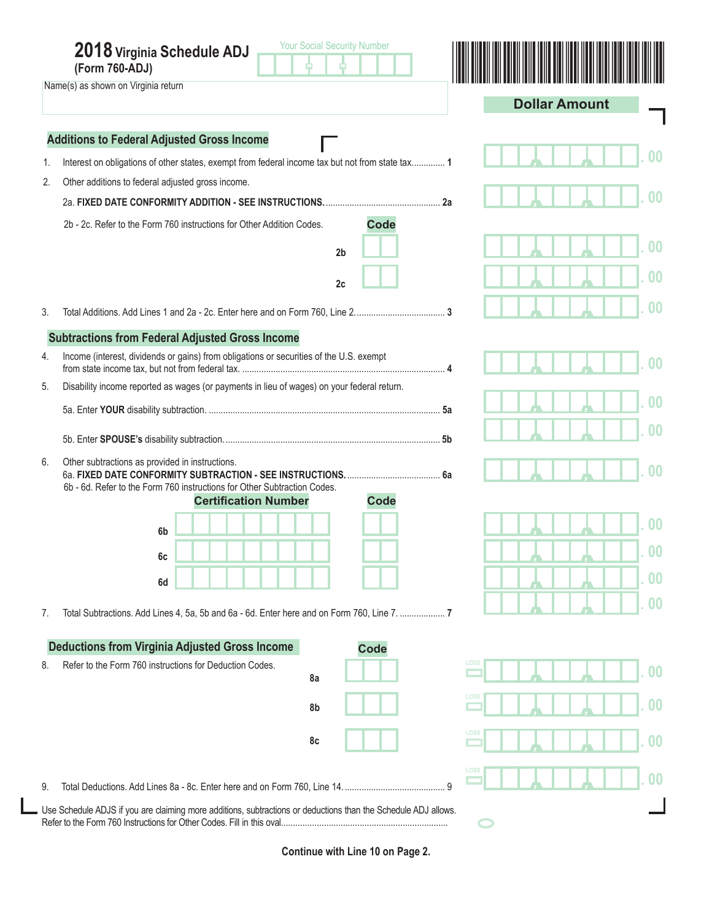# 2018 Virginia Schedule ADJ (Form 760-ADJ)

Your Social Security Number

Name(s) as shown on Virginia return

**Dollar Amount**

## Additions to Federal Adjusted Gross Income

1. Interest on obligations of other states, exempt from federal income tax but not from state tax............. 1 .00
2. Other additions to federal adjusted gross income.
   2a. **FIXED DATE CONFORMITY ADDITION - SEE INSTRUCTIONS.**............................................... 2a .00
   2b - 2c. Refer to the Form 760 instructions for Other Addition Codes. **Code**
   2b .00
   2c .00
3. Total Additions. Add Lines 1 and 2a - 2c. Enter here and on Form 760, Line 2..................................... 3 .00

## Subtractions from Federal Adjusted Gross Income

4. Income (interest, dividends or gains) from obligations or securities of the U.S. exempt from state income tax, but not from federal tax. .................................................................................... 4 .00
5. Disability income reported as wages (or payments in lieu of wages) on your federal return.
   5a. Enter **YOUR** disability subtraction. ................................................................................................ 5a .00
   5b. Enter **SPOUSE's** disability subtraction......................................................................................... 5b .00
6. Other subtractions as provided in instructions.
   6a. **FIXED DATE CONFORMITY SUBTRACTION - SEE INSTRUCTIONS.**....................................... 6a .00
   6b - 6d. Refer to the Form 760 instructions for Other Subtraction Codes.

| | Certification Number | Code | Dollar Amount |
|---|---|---|---|
| 6b | | | .00 |
| 6c | | | .00 |
| 6d | | | .00 |

7. Total Subtractions. Add Lines 4, 5a, 5b and 6a - 6d. Enter here and on Form 760, Line 7. ................... 7 .00

## Deductions from Virginia Adjusted Gross Income

8. Refer to the Form 760 instructions for Deduction Codes.

| | Code | Dollar Amount |
|---|---|---|
| 8a | | LOSS .00 |
| 8b | | LOSS .00 |
| 8c | | LOSS .00 |

9. Total Deductions. Add Lines 8a - 8c. Enter here and on Form 760, Line 14.......................................... 9 LOSS .00

Use Schedule ADJS if you are claiming more additions, subtractions or deductions than the Schedule ADJ allows. Refer to the Form 760 Instructions for Other Codes. Fill in this oval.....................................................................

**Continue with Line 10 on Page 2.**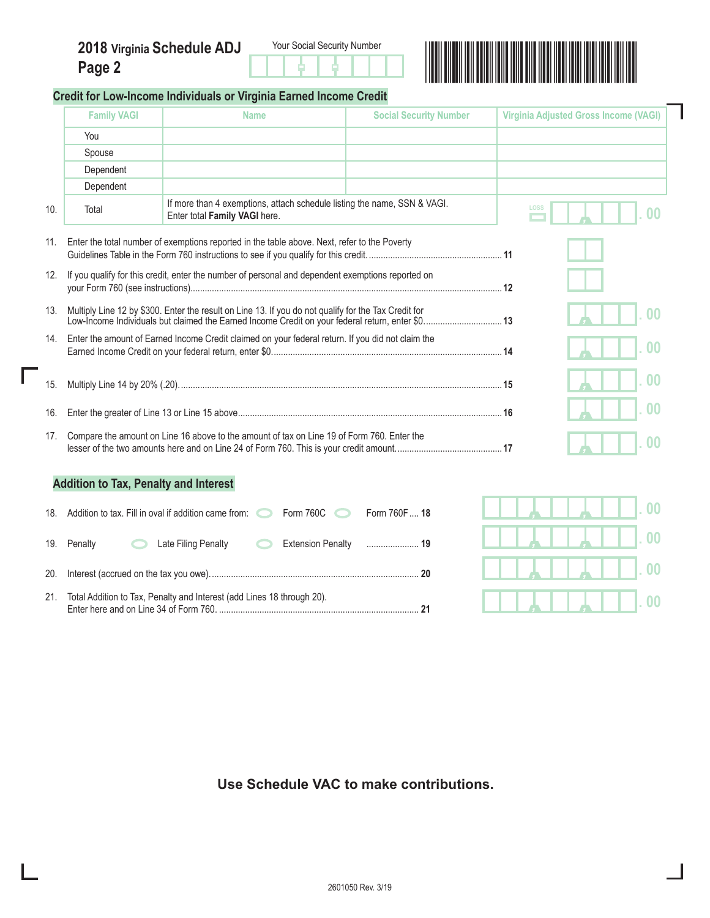# 2018 Virginia Schedule ADJ Page 2

Your Social Security Number

## Credit for Low-Income Individuals or Virginia Earned Income Credit

| | Family VAGI | Name | Social Security Number | Virginia Adjusted Gross Income (VAGI) |
|---|---|---|---|---|
| | You | | | |
| | Spouse | | | |
| | Dependent | | | |
| | Dependent | | | |
| 10. | Total | If more than 4 exemptions, attach schedule listing the name, SSN & VAGI. Enter total **Family VAGI** here. | | LOSS .00 |

11. Enter the total number of exemptions reported in the table above. Next, refer to the Poverty Guidelines Table in the Form 760 instructions to see if you qualify for this credit. ........ 11

12. If you qualify for this credit, enter the number of personal and dependent exemptions reported on your Form 760 (see instructions). ........ 12

13. Multiply Line 12 by $300. Enter the result on Line 13. If you do not qualify for the Tax Credit for Low-Income Individuals but claimed the Earned Income Credit on your federal return, enter $0. ........ 13 .00

14. Enter the amount of Earned Income Credit claimed on your federal return. If you did not claim the Earned Income Credit on your federal return, enter $0. ........ 14 .00

15. Multiply Line 14 by 20% (.20). ........ 15 .00

16. Enter the greater of Line 13 or Line 15 above. ........ 16 .00

17. Compare the amount on Line 16 above to the amount of tax on Line 19 of Form 760. Enter the lesser of the two amounts here and on Line 24 of Form 760. This is your credit amount. ........ 17 .00

## Addition to Tax, Penalty and Interest

18. Addition to tax. Fill in oval if addition came from: ◯ Form 760C ◯ Form 760F .... 18 .00

19. Penalty ◯ Late Filing Penalty ◯ Extension Penalty ........ 19 .00

20. Interest (accrued on the tax you owe). ........ 20 .00

21. Total Addition to Tax, Penalty and Interest (add Lines 18 through 20). Enter here and on Line 34 of Form 760. ........ 21 .00

**Use Schedule VAC to make contributions.**

2601050 Rev. 3/19